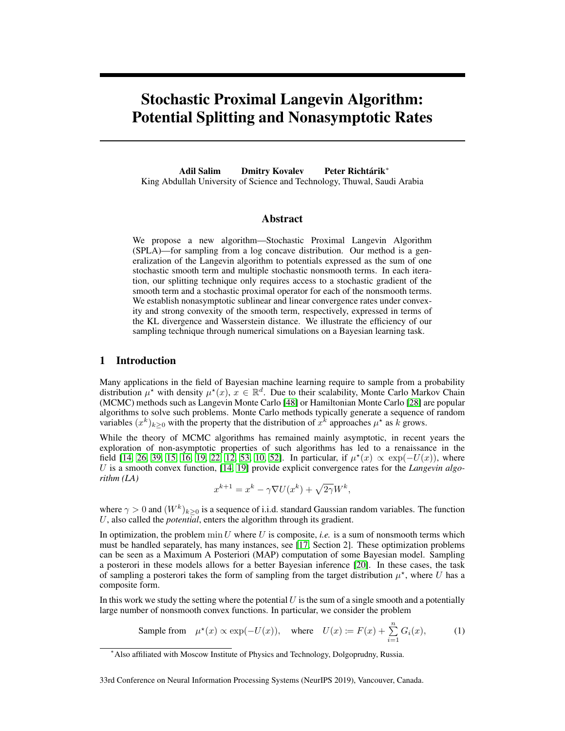# Stochastic Proximal Langevin Algorithm: Potential Splitting and Nonasymptotic Rates

**Adil Salim** **Dmitry Kovalev** **Peter Richtárik**[*]
King Abdullah University of Science and Technology, Thuwal, Saudi Arabia

## Abstract

We propose a new algorithm—Stochastic Proximal Langevin Algorithm (SPLA)—for sampling from a log concave distribution. Our method is a generalization of the Langevin algorithm to potentials expressed as the sum of one stochastic smooth term and multiple stochastic nonsmooth terms. In each iteration, our splitting technique only requires access to a stochastic gradient of the smooth term and a stochastic proximal operator for each of the nonsmooth terms. We establish nonasymptotic sublinear and linear convergence rates under convexity and strong convexity of the smooth term, respectively, expressed in terms of the KL divergence and Wasserstein distance. We illustrate the efficiency of our sampling technique through numerical simulations on a Bayesian learning task.

## 1 Introduction

Many applications in the field of Bayesian machine learning require to sample from a probability distribution $\mu^\star$ with density $\mu^\star(x)$, $x \in \mathbb{R}^d$. Due to their scalability, Monte Carlo Markov Chain (MCMC) methods such as Langevin Monte Carlo [48] or Hamiltonian Monte Carlo [28] are popular algorithms to solve such problems. Monte Carlo methods typically generate a sequence of random variables $(x^k)_{k\geq 0}$ with the property that the distribution of $x^k$ approaches $\mu^\star$ as $k$ grows.

While the theory of MCMC algorithms has remained mainly asymptotic, in recent years the exploration of non-asymptotic properties of such algorithms has led to a renaissance in the field [14, 26, 39, 15, 16, 19, 22, 12, 53, 10, 52]. In particular, if $\mu^\star(x) \propto \exp(-U(x))$, where $U$ is a smooth convex function, [14, 19] provide explicit convergence rates for the *Langevin algorithm (LA)*

$$x^{k+1} = x^k - \gamma \nabla U(x^k) + \sqrt{2\gamma} W^k,$$

where $\gamma > 0$ and $(W^k)_{k\geq 0}$ is a sequence of i.i.d. standard Gaussian random variables. The function $U$, also called the *potential*, enters the algorithm through its gradient.

In optimization, the problem $\min U$ where $U$ is composite, *i.e.* is a sum of nonsmooth terms which must be handled separately, has many instances, see [17, Section 2]. These optimization problems can be seen as a Maximum A Posteriori (MAP) computation of some Bayesian model. Sampling a posteriori in these models allows for a better Bayesian inference [20]. In these cases, the task of sampling a posteriori takes the form of sampling from the target distribution $\mu^\star$, where $U$ has a composite form.

In this work we study the setting where the potential $U$ is the sum of a single smooth and a potentially large number of nonsmooth convex functions. In particular, we consider the problem

$$\text{Sample from} \quad \mu^\star(x) \propto \exp(-U(x)), \quad \text{where} \quad U(x) := F(x) + \sum_{i=1}^{n} G_i(x), \tag{1}$$

[*] Also affiliated with Moscow Institute of Physics and Technology, Dolgoprudny, Russia.

33rd Conference on Neural Information Processing Systems (NeurIPS 2019), Vancouver, Canada.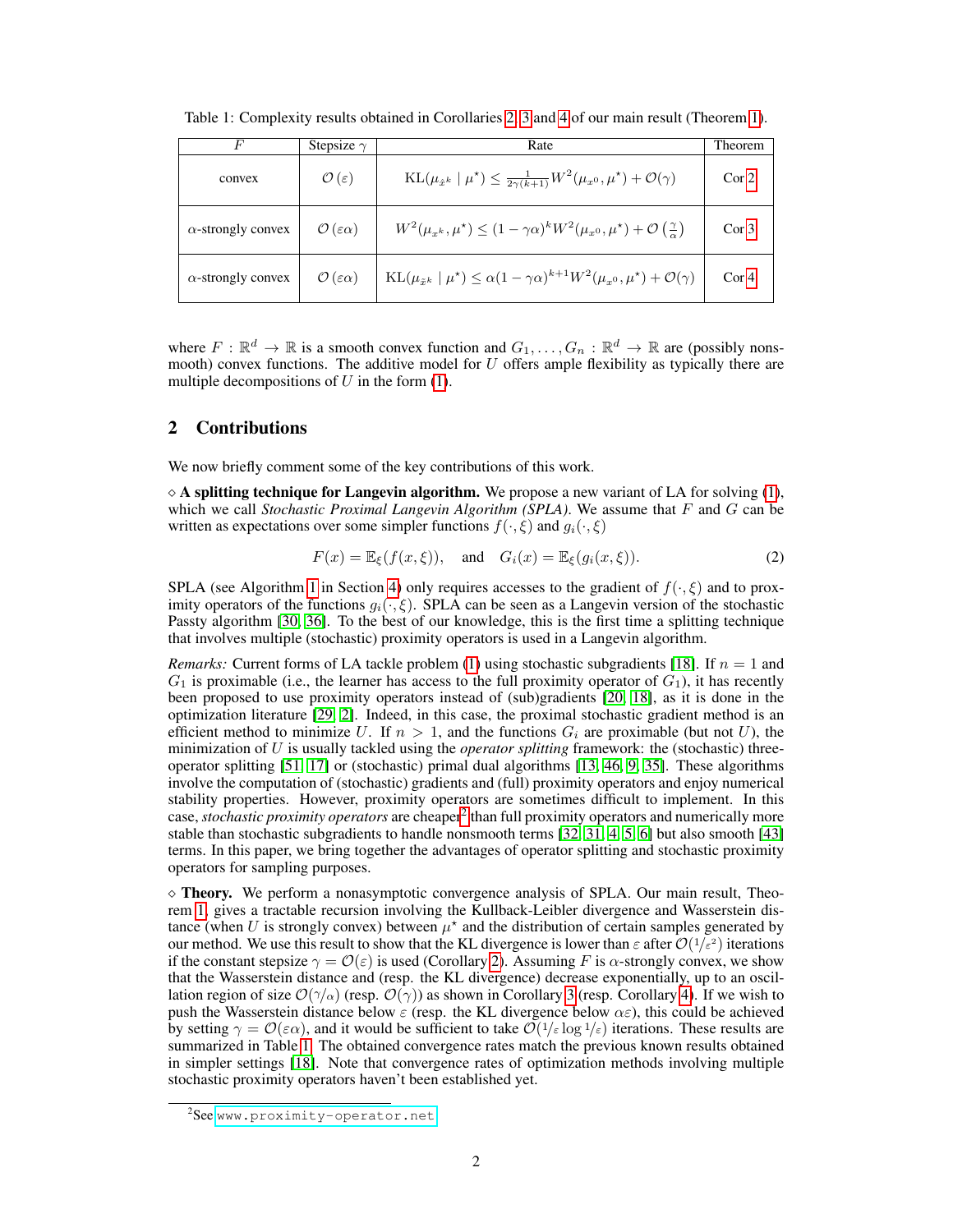Table 1: Complexity results obtained in Corollaries 2, 3 and 4 of our main result (Theorem 1).

| $F$ | Stepsize $\gamma$ | Rate | Theorem |
|---|---|---|---|
| convex | $\mathcal{O}(\varepsilon)$ | $\mathrm{KL}(\mu_{\hat{x}^k} \mid \mu^\star) \leq \frac{1}{2\gamma(k+1)} W^2(\mu_{x^0}, \mu^\star) + \mathcal{O}(\gamma)$ | Cor 2 |
| $\alpha$-strongly convex | $\mathcal{O}(\varepsilon\alpha)$ | $W^2(\mu_{x^k}, \mu^\star) \leq (1-\gamma\alpha)^k W^2(\mu_{x^0}, \mu^\star) + \mathcal{O}\left(\frac{\gamma}{\alpha}\right)$ | Cor 3 |
| $\alpha$-strongly convex | $\mathcal{O}(\varepsilon\alpha)$ | $\mathrm{KL}(\mu_{\tilde{x}^k} \mid \mu^\star) \leq \alpha(1-\gamma\alpha)^{k+1} W^2(\mu_{x^0}, \mu^\star) + \mathcal{O}(\gamma)$ | Cor 4 |

where $F : \mathbb{R}^d \to \mathbb{R}$ is a smooth convex function and $G_1, \ldots, G_n : \mathbb{R}^d \to \mathbb{R}$ are (possibly nonsmooth) convex functions. The additive model for $U$ offers ample flexibility as typically there are multiple decompositions of $U$ in the form (1).

## 2 Contributions

We now briefly comment some of the key contributions of this work.

$\diamond$ **A splitting technique for Langevin algorithm.** We propose a new variant of LA for solving (1), which we call *Stochastic Proximal Langevin Algorithm (SPLA)*. We assume that $F$ and $G$ can be written as expectations over some simpler functions $f(\cdot, \xi)$ and $g_i(\cdot, \xi)$

$$F(x) = \mathbb{E}_\xi(f(x,\xi)), \quad \text{and} \quad G_i(x) = \mathbb{E}_\xi(g_i(x,\xi)). \tag{2}$$

SPLA (see Algorithm 1 in Section 4) only requires accesses to the gradient of $f(\cdot, \xi)$ and to proximity operators of the functions $g_i(\cdot, \xi)$. SPLA can be seen as a Langevin version of the stochastic Passty algorithm [30, 36]. To the best of our knowledge, this is the first time a splitting technique that involves multiple (stochastic) proximity operators is used in a Langevin algorithm.

*Remarks:* Current forms of LA tackle problem (1) using stochastic subgradients [18]. If $n = 1$ and $G_1$ is proximable (i.e., the learner has access to the full proximity operator of $G_1$), it has recently been proposed to use proximity operators instead of (sub)gradients [20, 18], as it is done in the optimization literature [29, 2]. Indeed, in this case, the proximal stochastic gradient method is an efficient method to minimize $U$. If $n > 1$, and the functions $G_i$ are proximable (but not $U$), the minimization of $U$ is usually tackled using the *operator splitting* framework: the (stochastic) three-operator splitting [51, 17] or (stochastic) primal dual algorithms [13, 46, 9, 35]. These algorithms involve the computation of (stochastic) gradients and (full) proximity operators and enjoy numerical stability properties. However, proximity operators are sometimes difficult to implement. In this case, *stochastic proximity operators* are cheaper[2] than full proximity operators and numerically more stable than stochastic subgradients to handle nonsmooth terms [32, 31, 4, 5, 6] but also smooth [43] terms. In this paper, we bring together the advantages of operator splitting and stochastic proximity operators for sampling purposes.

$\diamond$ **Theory.** We perform a nonasymptotic convergence analysis of SPLA. Our main result, Theorem 1, gives a tractable recursion involving the Kullback-Leibler divergence and Wasserstein distance (when $U$ is strongly convex) between $\mu^\star$ and the distribution of certain samples generated by our method. We use this result to show that the KL divergence is lower than $\varepsilon$ after $\mathcal{O}(1/\varepsilon^2)$ iterations if the constant stepsize $\gamma = \mathcal{O}(\varepsilon)$ is used (Corollary 2). Assuming $F$ is $\alpha$-strongly convex, we show that the Wasserstein distance and (resp. the KL divergence) decrease exponentially, up to an oscillation region of size $\mathcal{O}(\gamma/\alpha)$ (resp. $\mathcal{O}(\gamma)$) as shown in Corollary 3 (resp. Corollary 4). If we wish to push the Wasserstein distance below $\varepsilon$ (resp. the KL divergence below $\alpha\varepsilon$), this could be achieved by setting $\gamma = \mathcal{O}(\varepsilon\alpha)$, and it would be sufficient to take $\mathcal{O}(1/\varepsilon \log 1/\varepsilon)$ iterations. These results are summarized in Table 1. The obtained convergence rates match the previous known results obtained in simpler settings [18]. Note that convergence rates of optimization methods involving multiple stochastic proximity operators haven't been established yet.

[2]See www.proximity-operator.net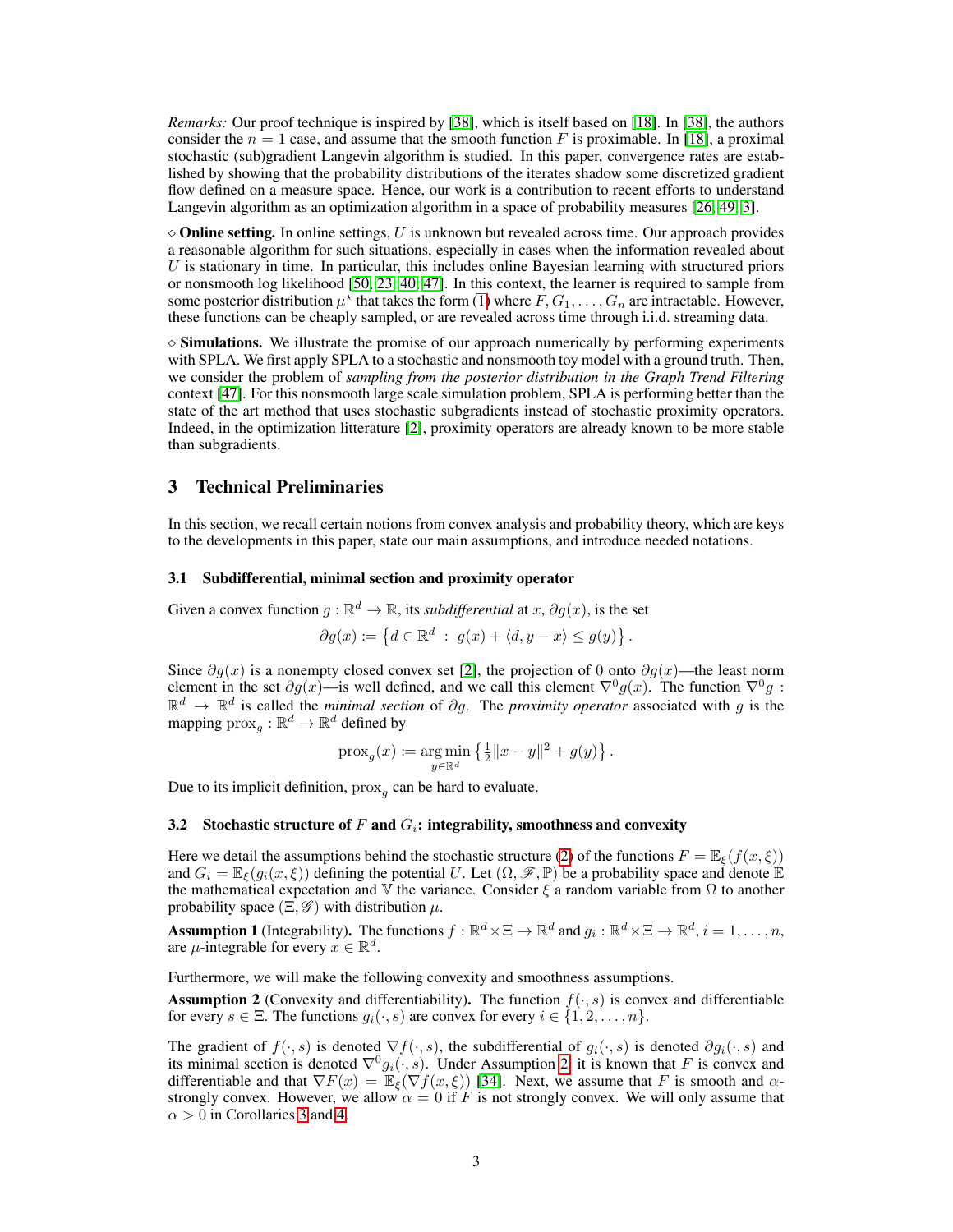*Remarks:* Our proof technique is inspired by [38], which is itself based on [18]. In [38], the authors consider the $n = 1$ case, and assume that the smooth function $F$ is proximable. In [18], a proximal stochastic (sub)gradient Langevin algorithm is studied. In this paper, convergence rates are established by showing that the probability distributions of the iterates shadow some discretized gradient flow defined on a measure space. Hence, our work is a contribution to recent efforts to understand Langevin algorithm as an optimization algorithm in a space of probability measures [26, 49, 3].

$\diamond$ **Online setting.** In online settings, $U$ is unknown but revealed across time. Our approach provides a reasonable algorithm for such situations, especially in cases when the information revealed about $U$ is stationary in time. In particular, this includes online Bayesian learning with structured priors or nonsmooth log likelihood [50, 23, 40, 47]. In this context, the learner is required to sample from some posterior distribution $\mu^\star$ that takes the form (1) where $F, G_1, \ldots, G_n$ are intractable. However, these functions can be cheaply sampled, or are revealed across time through i.i.d. streaming data.

$\diamond$ **Simulations.** We illustrate the promise of our approach numerically by performing experiments with SPLA. We first apply SPLA to a stochastic and nonsmooth toy model with a ground truth. Then, we consider the problem of *sampling from the posterior distribution in the Graph Trend Filtering* context [47]. For this nonsmooth large scale simulation problem, SPLA is performing better than the state of the art method that uses stochastic subgradients instead of stochastic proximity operators. Indeed, in the optimization litterature [2], proximity operators are already known to be more stable than subgradients.

# 3 Technical Preliminaries

In this section, we recall certain notions from convex analysis and probability theory, which are keys to the developments in this paper, state our main assumptions, and introduce needed notations.

## 3.1 Subdifferential, minimal section and proximity operator

Given a convex function $g : \mathbb{R}^d \to \mathbb{R}$, its *subdifferential* at $x$, $\partial g(x)$, is the set

$$\partial g(x) := \left\{ d \in \mathbb{R}^d \ : \ g(x) + \langle d, y - x \rangle \leq g(y) \right\}.$$

Since $\partial g(x)$ is a nonempty closed convex set [2], the projection of 0 onto $\partial g(x)$—the least norm element in the set $\partial g(x)$—is well defined, and we call this element $\nabla^0 g(x)$. The function $\nabla^0 g : \mathbb{R}^d \to \mathbb{R}^d$ is called the *minimal section* of $\partial g$. The *proximity operator* associated with $g$ is the mapping $\operatorname{prox}_g : \mathbb{R}^d \to \mathbb{R}^d$ defined by

$$\operatorname{prox}_g(x) := \operatorname*{arg\,min}_{y \in \mathbb{R}^d} \left\{ \tfrac{1}{2}\|x - y\|^2 + g(y) \right\}.$$

Due to its implicit definition, $\operatorname{prox}_g$ can be hard to evaluate.

## 3.2 Stochastic structure of $F$ and $G_i$: integrability, smoothness and convexity

Here we detail the assumptions behind the stochastic structure (2) of the functions $F = \mathbb{E}_\xi(f(x, \xi))$ and $G_i = \mathbb{E}_\xi(g_i(x, \xi))$ defining the potential $U$. Let $(\Omega, \mathscr{F}, \mathbb{P})$ be a probability space and denote $\mathbb{E}$ the mathematical expectation and $\mathbb{V}$ the variance. Consider $\xi$ a random variable from $\Omega$ to another probability space $(\Xi, \mathscr{G})$ with distribution $\mu$.

**Assumption 1** (Integrability)**.** The functions $f : \mathbb{R}^d \times \Xi \to \mathbb{R}^d$ and $g_i : \mathbb{R}^d \times \Xi \to \mathbb{R}^d$, $i = 1, \ldots, n$, are $\mu$-integrable for every $x \in \mathbb{R}^d$.

Furthermore, we will make the following convexity and smoothness assumptions.

**Assumption 2** (Convexity and differentiability)**.** The function $f(\cdot, s)$ is convex and differentiable for every $s \in \Xi$. The functions $g_i(\cdot, s)$ are convex for every $i \in \{1, 2, \ldots, n\}$.

The gradient of $f(\cdot, s)$ is denoted $\nabla f(\cdot, s)$, the subdifferential of $g_i(\cdot, s)$ is denoted $\partial g_i(\cdot, s)$ and its minimal section is denoted $\nabla^0 g_i(\cdot, s)$. Under Assumption 2, it is known that $F$ is convex and differentiable and that $\nabla F(x) = \mathbb{E}_\xi(\nabla f(x, \xi))$ [34]. Next, we assume that $F$ is smooth and $\alpha$-strongly convex. However, we allow $\alpha = 0$ if $F$ is not strongly convex. We will only assume that $\alpha > 0$ in Corollaries 3 and 4.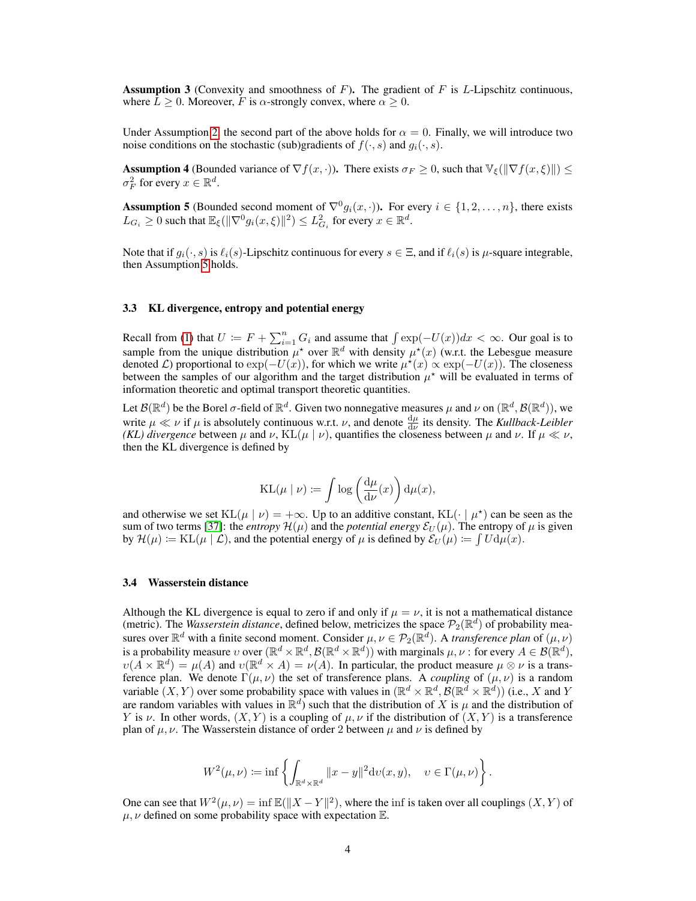**Assumption 3** (Convexity and smoothness of $F$)**.** The gradient of $F$ is $L$-Lipschitz continuous, where $L \geq 0$. Moreover, $F$ is $\alpha$-strongly convex, where $\alpha \geq 0$.

Under Assumption 2, the second part of the above holds for $\alpha = 0$. Finally, we will introduce two noise conditions on the stochastic (sub)gradients of $f(\cdot, s)$ and $g_i(\cdot, s)$.

**Assumption 4** (Bounded variance of $\nabla f(x, \cdot)$)**.** There exists $\sigma_F \geq 0$, such that $\mathbb{V}_\xi(\|\nabla f(x,\xi)\|) \leq \sigma_F^2$ for every $x \in \mathbb{R}^d$.

**Assumption 5** (Bounded second moment of $\nabla^0 g_i(x, \cdot)$)**.** For every $i \in \{1, 2, \ldots, n\}$, there exists $L_{G_i} \geq 0$ such that $\mathbb{E}_\xi(\|\nabla^0 g_i(x,\xi)\|^2) \leq L_{G_i}^2$ for every $x \in \mathbb{R}^d$.

Note that if $g_i(\cdot, s)$ is $\ell_i(s)$-Lipschitz continuous for every $s \in \Xi$, and if $\ell_i(s)$ is $\mu$-square integrable, then Assumption 5 holds.

### 3.3 KL divergence, entropy and potential energy

Recall from (1) that $U := F + \sum_{i=1}^n G_i$ and assume that $\int \exp(-U(x))dx < \infty$. Our goal is to sample from the unique distribution $\mu^\star$ over $\mathbb{R}^d$ with density $\mu^\star(x)$ (w.r.t. the Lebesgue measure denoted $\mathcal{L}$) proportional to $\exp(-U(x))$, for which we write $\mu^\star(x) \propto \exp(-U(x))$. The closeness between the samples of our algorithm and the target distribution $\mu^\star$ will be evaluated in terms of information theoretic and optimal transport theoretic quantities.

Let $\mathcal{B}(\mathbb{R}^d)$ be the Borel $\sigma$-field of $\mathbb{R}^d$. Given two nonnegative measures $\mu$ and $\nu$ on $(\mathbb{R}^d, \mathcal{B}(\mathbb{R}^d))$, we write $\mu \ll \nu$ if $\mu$ is absolutely continuous w.r.t. $\nu$, and denote $\frac{d\mu}{d\nu}$ its density. The *Kullback-Leibler (KL) divergence* between $\mu$ and $\nu$, $\mathrm{KL}(\mu \mid \nu)$, quantifies the closeness between $\mu$ and $\nu$. If $\mu \ll \nu$, then the KL divergence is defined by

$$\mathrm{KL}(\mu \mid \nu) := \int \log\left(\frac{d\mu}{d\nu}(x)\right) d\mu(x),$$

and otherwise we set $\mathrm{KL}(\mu \mid \nu) = +\infty$. Up to an additive constant, $\mathrm{KL}(\cdot \mid \mu^\star)$ can be seen as the sum of two terms [37]: the *entropy* $\mathcal{H}(\mu)$ and the *potential energy* $\mathcal{E}_U(\mu)$. The entropy of $\mu$ is given by $\mathcal{H}(\mu) := \mathrm{KL}(\mu \mid \mathcal{L})$, and the potential energy of $\mu$ is defined by $\mathcal{E}_U(\mu) := \int U d\mu(x)$.

### 3.4 Wasserstein distance

Although the KL divergence is equal to zero if and only if $\mu = \nu$, it is not a mathematical distance (metric). The *Wasserstein distance*, defined below, metricizes the space $\mathcal{P}_2(\mathbb{R}^d)$ of probability measures over $\mathbb{R}^d$ with a finite second moment. Consider $\mu, \nu \in \mathcal{P}_2(\mathbb{R}^d)$. A *transference plan* of $(\mu, \nu)$ is a probability measure $\upsilon$ over $(\mathbb{R}^d \times \mathbb{R}^d, \mathcal{B}(\mathbb{R}^d \times \mathbb{R}^d))$ with marginals $\mu, \nu$ : for every $A \in \mathcal{B}(\mathbb{R}^d)$, $\upsilon(A \times \mathbb{R}^d) = \mu(A)$ and $\upsilon(\mathbb{R}^d \times A) = \nu(A)$. In particular, the product measure $\mu \otimes \nu$ is a transference plan. We denote $\Gamma(\mu, \nu)$ the set of transference plans. A *coupling* of $(\mu, \nu)$ is a random variable $(X, Y)$ over some probability space with values in $(\mathbb{R}^d \times \mathbb{R}^d, \mathcal{B}(\mathbb{R}^d \times \mathbb{R}^d))$ (i.e., $X$ and $Y$ are random variables with values in $\mathbb{R}^d$) such that the distribution of $X$ is $\mu$ and the distribution of $Y$ is $\nu$. In other words, $(X, Y)$ is a coupling of $\mu, \nu$ if the distribution of $(X, Y)$ is a transference plan of $\mu, \nu$. The Wasserstein distance of order 2 between $\mu$ and $\nu$ is defined by

$$W^2(\mu, \nu) := \inf\left\{\int_{\mathbb{R}^d \times \mathbb{R}^d} \|x - y\|^2 d\upsilon(x, y), \quad \upsilon \in \Gamma(\mu, \nu)\right\}.$$

One can see that $W^2(\mu, \nu) = \inf \mathbb{E}(\|X - Y\|^2)$, where the inf is taken over all couplings $(X, Y)$ of $\mu, \nu$ defined on some probability space with expectation $\mathbb{E}$.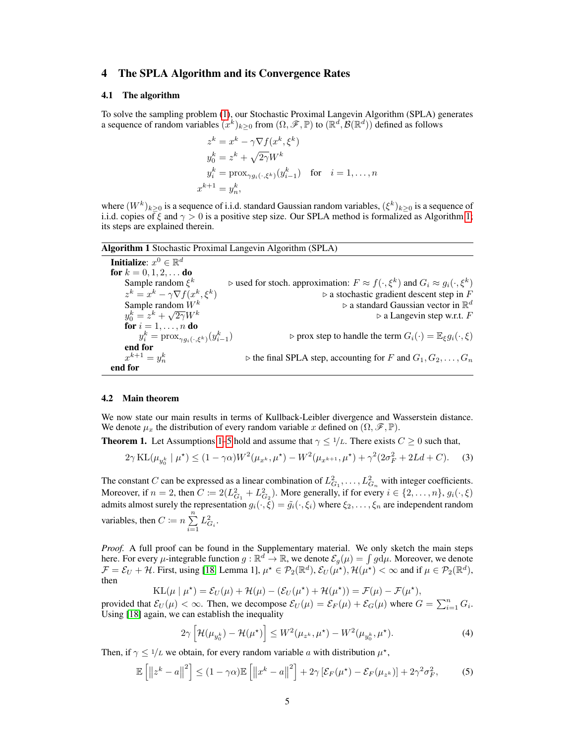# 4 The SPLA Algorithm and its Convergence Rates

## 4.1 The algorithm

To solve the sampling problem (1), our Stochastic Proximal Langevin Algorithm (SPLA) generates a sequence of random variables $(x^k)_{k\geq 0}$ from $(\Omega, \mathscr{F}, \mathbb{P})$ to $(\mathbb{R}^d, \mathcal{B}(\mathbb{R}^d))$ defined as follows

$$
\begin{aligned}
z^k &= x^k - \gamma \nabla f(x^k, \xi^k) \\
y_0^k &= z^k + \sqrt{2\gamma} W^k \\
y_i^k &= \mathrm{prox}_{\gamma g_i(\cdot, \xi^k)}(y_{i-1}^k) \quad \text{for} \quad i = 1, \ldots, n \\
x^{k+1} &= y_n^k,
\end{aligned}
$$

where $(W^k)_{k\geq 0}$ is a sequence of i.i.d. standard Gaussian random variables, $(\xi^k)_{k\geq 0}$ is a sequence of i.i.d. copies of $\xi$ and $\gamma > 0$ is a positive step size. Our SPLA method is formalized as Algorithm 1; its steps are explained therein.

**Algorithm 1** Stochastic Proximal Langevin Algorithm (SPLA)

```
Initialize: x^0 ∈ R^d
for k = 0, 1, 2, ... do
    Sample random ξ^k            ▷ used for stoch. approximation: F ≈ f(·, ξ^k) and G_i ≈ g_i(·, ξ^k)
    z^k = x^k − γ∇f(x^k, ξ^k)    ▷ a stochastic gradient descent step in F
    Sample random W^k            ▷ a standard Gaussian vector in R^d
    y_0^k = z^k + sqrt(2γ) W^k   ▷ a Langevin step w.r.t. F
    for i = 1, ..., n do
        y_i^k = prox_{γ g_i(·, ξ^k)}(y_{i−1}^k)   ▷ prox step to handle the term G_i(·) = E_ξ g_i(·, ξ)
    end for
    x^{k+1} = y_n^k              ▷ the final SPLA step, accounting for F and G_1, G_2, ..., G_n
end for
```

## 4.2 Main theorem

We now state our main results in terms of Kullback-Leibler divergence and Wasserstein distance. We denote $\mu_x$ the distribution of every random variable $x$ defined on $(\Omega, \mathscr{F}, \mathbb{P})$.

**Theorem 1.** *Let Assumptions 1–5 hold and assume that $\gamma \leq 1/L$. There exists $C \geq 0$ such that,*

$$
2\gamma \, \mathrm{KL}(\mu_{y_0^k} \mid \mu^\star) \leq (1 - \gamma\alpha) W^2(\mu_{x^k}, \mu^\star) - W^2(\mu_{x^{k+1}}, \mu^\star) + \gamma^2(2\sigma_F^2 + 2Ld + C). \quad (3)
$$

*The constant $C$ can be expressed as a linear combination of $L_{G_1}^2, \ldots, L_{G_n}^2$ with integer coefficients. Moreover, if $n = 2$, then $C \coloneqq 2(L_{G_1}^2 + L_{G_2}^2)$. More generally, if for every $i \in \{2, \ldots, n\}$, $g_i(\cdot, \xi)$ admits almost surely the representation $g_i(\cdot, \xi) = \tilde{g}_i(\cdot, \xi_i)$ where $\xi_2, \ldots, \xi_n$ are independent random variables, then $C \coloneqq n \sum_{i=1}^{n} L_{G_i}^2$.*

*Proof.* A full proof can be found in the Supplementary material. We only sketch the main steps here. For every $\mu$-integrable function $g : \mathbb{R}^d \to \mathbb{R}$, we denote $\mathcal{E}_g(\mu) = \int g \mathrm{d}\mu$. Moreover, we denote $\mathcal{F} = \mathcal{E}_U + \mathcal{H}$. First, using [18, Lemma 1], $\mu^\star \in \mathcal{P}_2(\mathbb{R}^d)$, $\mathcal{E}_U(\mu^\star), \mathcal{H}(\mu^\star) < \infty$ and if $\mu \in \mathcal{P}_2(\mathbb{R}^d)$, then

$$
\mathrm{KL}(\mu \mid \mu^\star) = \mathcal{E}_U(\mu) + \mathcal{H}(\mu) - (\mathcal{E}_U(\mu^\star) + \mathcal{H}(\mu^\star)) = \mathcal{F}(\mu) - \mathcal{F}(\mu^\star),
$$

provided that $\mathcal{E}_U(\mu) < \infty$. Then, we decompose $\mathcal{E}_U(\mu) = \mathcal{E}_F(\mu) + \mathcal{E}_G(\mu)$ where $G = \sum_{i=1}^n G_i$. Using [18] again, we can establish the inequality

$$
2\gamma \left[ \mathcal{H}(\mu_{y_0^k}) - \mathcal{H}(\mu^\star) \right] \leq W^2(\mu_{z^k}, \mu^\star) - W^2(\mu_{y_0^k}, \mu^\star). \quad (4)
$$

Then, if $\gamma \leq 1/L$ we obtain, for every random variable $a$ with distribution $\mu^\star$,

$$
\mathbb{E}\left[ \|z^k - a\|^2 \right] \leq (1 - \gamma\alpha) \mathbb{E}\left[ \|x^k - a\|^2 \right] + 2\gamma \left[ \mathcal{E}_F(\mu^\star) - \mathcal{E}_F(\mu_{z^k}) \right] + 2\gamma^2 \sigma_F^2, \quad (5)
$$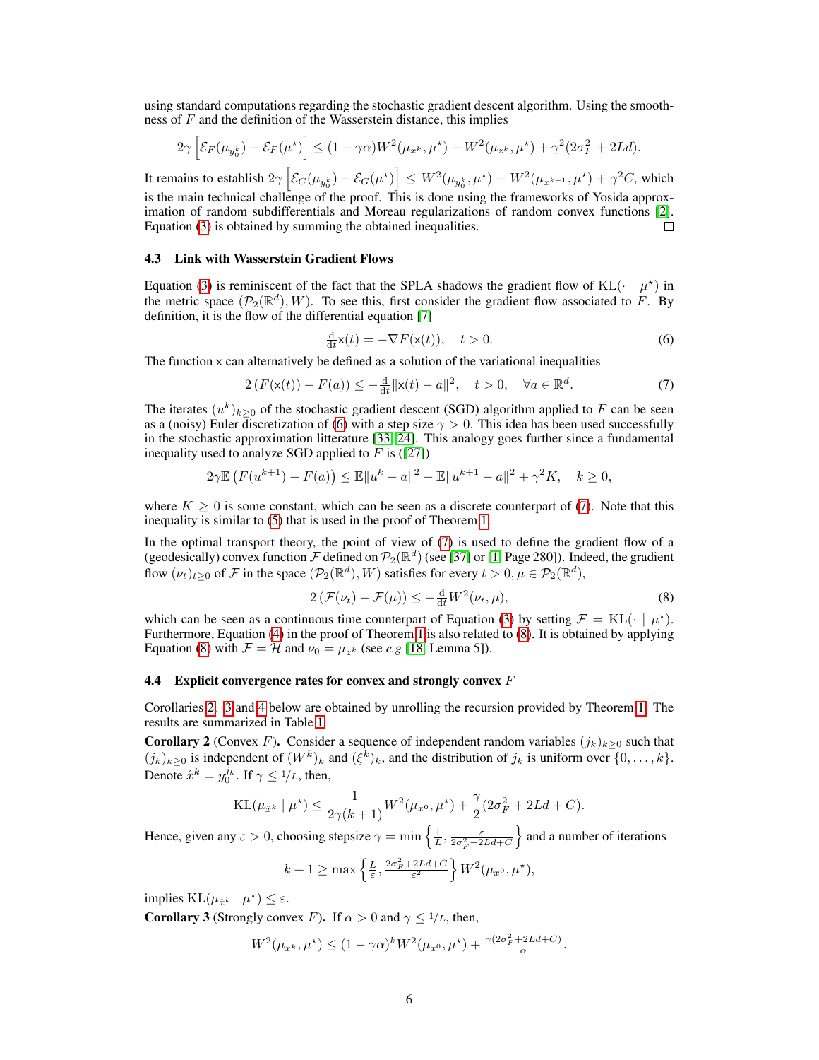using standard computations regarding the stochastic gradient descent algorithm. Using the smoothness of $F$ and the definition of the Wasserstein distance, this implies

$$2\gamma \left[\mathcal{E}_F(\mu_{y_0^k}) - \mathcal{E}_F(\mu^\star)\right] \leq (1-\gamma\alpha)W^2(\mu_{x^k}, \mu^\star) - W^2(\mu_{z^k}, \mu^\star) + \gamma^2(2\sigma_F^2 + 2Ld).$$

It remains to establish $2\gamma \left[\mathcal{E}_G(\mu_{y_0^k}) - \mathcal{E}_G(\mu^\star)\right] \leq W^2(\mu_{y_0^k}, \mu^\star) - W^2(\mu_{x^{k+1}}, \mu^\star) + \gamma^2 C$, which is the main technical challenge of the proof. This is done using the frameworks of Yosida approximation of random subdifferentials and Moreau regularizations of random convex functions [2]. Equation (3) is obtained by summing the obtained inequalities. □

### 4.3 Link with Wasserstein Gradient Flows

Equation (3) is reminiscent of the fact that the SPLA shadows the gradient flow of $\mathrm{KL}(\cdot \mid \mu^\star)$ in the metric space $(\mathcal{P}_2(\mathbb{R}^d), W)$. To see this, first consider the gradient flow associated to $F$. By definition, it is the flow of the differential equation [7]

$$\tfrac{\mathrm{d}}{\mathrm{d}t}\mathsf{x}(t) = -\nabla F(\mathsf{x}(t)), \quad t > 0. \tag{6}$$

The function $\mathsf{x}$ can alternatively be defined as a solution of the variational inequalities

$$2\left(F(\mathsf{x}(t)) - F(a)\right) \leq -\tfrac{\mathrm{d}}{\mathrm{d}t}\|\mathsf{x}(t) - a\|^2, \quad t > 0, \quad \forall a \in \mathbb{R}^d. \tag{7}$$

The iterates $(u^k)_{k\geq 0}$ of the stochastic gradient descent (SGD) algorithm applied to $F$ can be seen as a (noisy) Euler discretization of (6) with a step size $\gamma > 0$. This idea has been used successfully in the stochastic approximation litterature [33, 24]. This analogy goes further since a fundamental inequality used to analyze SGD applied to $F$ is ([27])

$$2\gamma\mathbb{E}\left(F(u^{k+1}) - F(a)\right) \leq \mathbb{E}\|u^k - a\|^2 - \mathbb{E}\|u^{k+1} - a\|^2 + \gamma^2 K, \quad k \geq 0,$$

where $K \geq 0$ is some constant, which can be seen as a discrete counterpart of (7). Note that this inequality is similar to (5) that is used in the proof of Theorem 1.

In the optimal transport theory, the point of view of (7) is used to define the gradient flow of a (geodesically) convex function $\mathcal{F}$ defined on $\mathcal{P}_2(\mathbb{R}^d)$ (see [37] or [1, Page 280]). Indeed, the gradient flow $(\nu_t)_{t\geq 0}$ of $\mathcal{F}$ in the space $(\mathcal{P}_2(\mathbb{R}^d), W)$ satisfies for every $t > 0, \mu \in \mathcal{P}_2(\mathbb{R}^d)$,

$$2\left(\mathcal{F}(\nu_t) - \mathcal{F}(\mu)\right) \leq -\tfrac{\mathrm{d}}{\mathrm{d}t}W^2(\nu_t, \mu), \tag{8}$$

which can be seen as a continuous time counterpart of Equation (3) by setting $\mathcal{F} = \mathrm{KL}(\cdot \mid \mu^\star)$. Furthermore, Equation (4) in the proof of Theorem 1 is also related to (8). It is obtained by applying Equation (8) with $\mathcal{F} = \mathcal{H}$ and $\nu_0 = \mu_{z^k}$ (see *e.g* [18, Lemma 5]).

### 4.4 Explicit convergence rates for convex and strongly convex $F$

Corollaries 2, 3 and 4 below are obtained by unrolling the recursion provided by Theorem 1. The results are summarized in Table 1.

**Corollary 2** (Convex $F$)**.** Consider a sequence of independent random variables $(j_k)_{k\geq 0}$ such that $(j_k)_{k\geq 0}$ is independent of $(W^k)_k$ and $(\xi^k)_k$, and the distribution of $j_k$ is uniform over $\{0, \ldots, k\}$. Denote $\hat{x}^k = y_0^{j_k}$. If $\gamma \leq 1/L$, then,

$$\mathrm{KL}(\mu_{\hat{x}^k} \mid \mu^\star) \leq \frac{1}{2\gamma(k+1)}W^2(\mu_{x^0}, \mu^\star) + \frac{\gamma}{2}(2\sigma_F^2 + 2Ld + C).$$

Hence, given any $\varepsilon > 0$, choosing stepsize $\gamma = \min\left\{\frac{1}{L}, \frac{\varepsilon}{2\sigma_F^2 + 2Ld + C}\right\}$ and a number of iterations

$$k + 1 \geq \max\left\{\tfrac{L}{\varepsilon}, \tfrac{2\sigma_F^2 + 2Ld + C}{\varepsilon^2}\right\} W^2(\mu_{x^0}, \mu^\star),$$

implies $\mathrm{KL}(\mu_{\hat{x}^k} \mid \mu^\star) \leq \varepsilon$.

**Corollary 3** (Strongly convex $F$)**.** If $\alpha > 0$ and $\gamma \leq 1/L$, then,

$$W^2(\mu_{x^k}, \mu^\star) \leq (1-\gamma\alpha)^k W^2(\mu_{x^0}, \mu^\star) + \tfrac{\gamma(2\sigma_F^2 + 2Ld + C)}{\alpha}.$$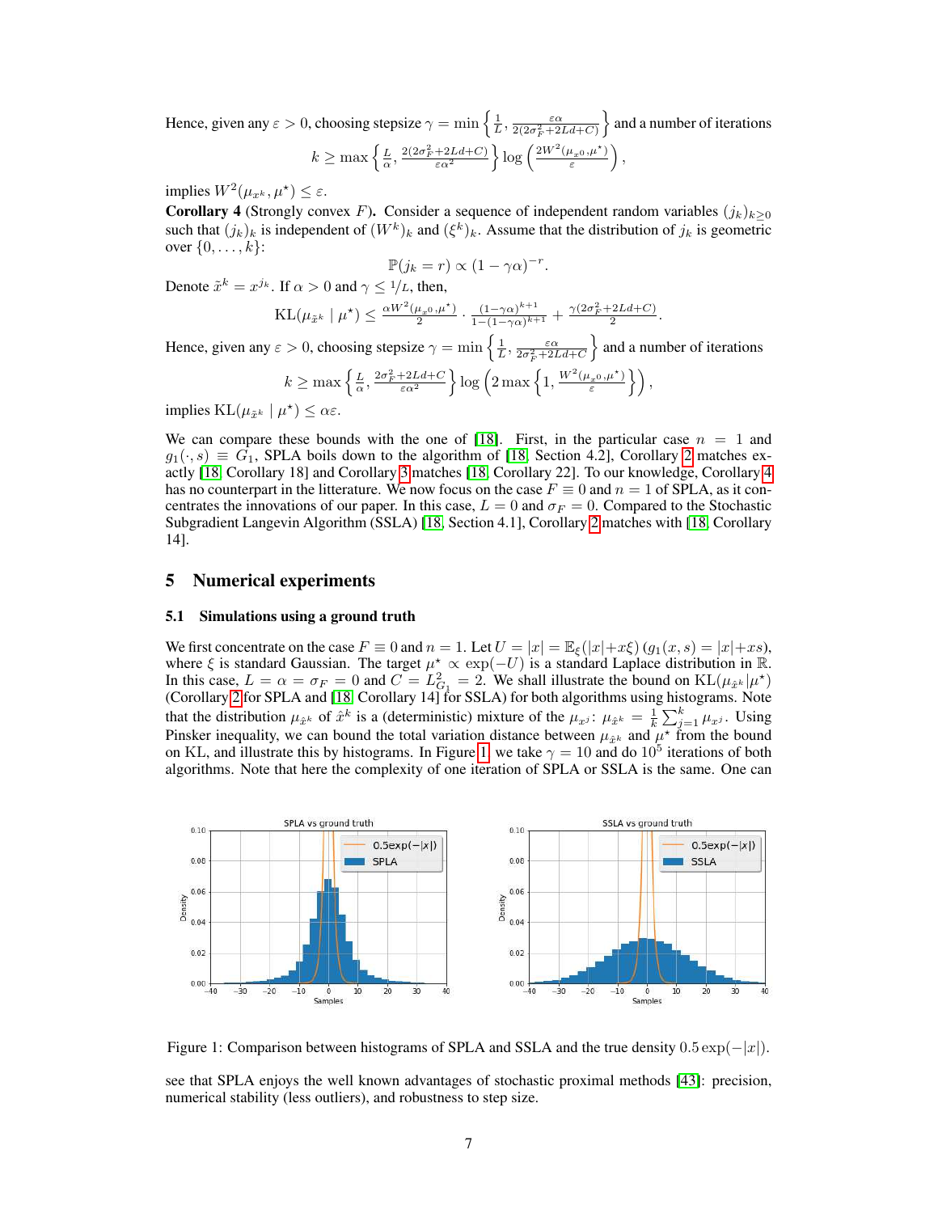Hence, given any $\varepsilon > 0$, choosing stepsize $\gamma = \min\left\{\frac{1}{L}, \frac{\varepsilon\alpha}{2(2\sigma_F^2+2Ld+C)}\right\}$ and a number of iterations

$$k \geq \max\left\{\frac{L}{\alpha}, \frac{2(2\sigma_F^2+2Ld+C)}{\varepsilon\alpha^2}\right\} \log\left(\frac{2W^2(\mu_{x^0},\mu^\star)}{\varepsilon}\right),$$

implies $W^2(\mu_{x^k}, \mu^\star) \leq \varepsilon$.

**Corollary 4** (Strongly convex $F$)**.** Consider a sequence of independent random variables $(j_k)_{k\geq 0}$ such that $(j_k)_k$ is independent of $(W^k)_k$ and $(\xi^k)_k$. Assume that the distribution of $j_k$ is geometric over $\{0,\ldots,k\}$:

$$\mathbb{P}(j_k = r) \propto (1-\gamma\alpha)^{-r}.$$

Denote $\tilde{x}^k = x^{j_k}$. If $\alpha > 0$ and $\gamma \leq 1/L$, then,

$$\mathrm{KL}(\mu_{\tilde{x}^k} \mid \mu^\star) \leq \frac{\alpha W^2(\mu_{x^0},\mu^\star)}{2} \cdot \frac{(1-\gamma\alpha)^{k+1}}{1-(1-\gamma\alpha)^{k+1}} + \frac{\gamma(2\sigma_F^2+2Ld+C)}{2}.$$

Hence, given any $\varepsilon > 0$, choosing stepsize $\gamma = \min\left\{\frac{1}{L}, \frac{\varepsilon\alpha}{2\sigma_F^2+2Ld+C}\right\}$ and a number of iterations

$$k \geq \max\left\{\frac{L}{\alpha}, \frac{2\sigma_F^2+2Ld+C}{\varepsilon\alpha^2}\right\} \log\left(2\max\left\{1, \frac{W^2(\mu_{x^0},\mu^\star)}{\varepsilon}\right\}\right),$$

implies $\mathrm{KL}(\mu_{\tilde{x}^k} \mid \mu^\star) \leq \alpha\varepsilon$.

We can compare these bounds with the one of [18]. First, in the particular case $n = 1$ and $g_1(\cdot, s) \equiv G_1$, SPLA boils down to the algorithm of [18, Section 4.2], Corollary 2 matches exactly [18, Corollary 18] and Corollary 3 matches [18, Corollary 22]. To our knowledge, Corollary 4 has no counterpart in the litterature. We now focus on the case $F \equiv 0$ and $n = 1$ of SPLA, as it concentrates the innovations of our paper. In this case, $L = 0$ and $\sigma_F = 0$. Compared to the Stochastic Subgradient Langevin Algorithm (SSLA) [18, Section 4.1], Corollary 2 matches with [18, Corollary 14].

## 5 Numerical experiments

### 5.1 Simulations using a ground truth

We first concentrate on the case $F \equiv 0$ and $n = 1$. Let $U = |x| = \mathbb{E}_\xi(|x| + x\xi)$ ($g_1(x,s) = |x| + xs$), where $\xi$ is standard Gaussian. The target $\mu^\star \propto \exp(-U)$ is a standard Laplace distribution in $\mathbb{R}$. In this case, $L = \alpha = \sigma_F = 0$ and $C = L_{G_1}^2 = 2$. We shall illustrate the bound on $\mathrm{KL}(\mu_{\hat{x}^k}|\mu^\star)$ (Corollary 2 for SPLA and [18, Corollary 14] for SSLA) for both algorithms using histograms. Note that the distribution $\mu_{\hat{x}^k}$ of $\hat{x}^k$ is a (deterministic) mixture of the $\mu_{x^j}$: $\mu_{\hat{x}^k} = \frac{1}{k}\sum_{j=1}^k \mu_{x^j}$. Using Pinsker inequality, we can bound the total variation distance between $\mu_{\hat{x}^k}$ and $\mu^\star$ from the bound on KL, and illustrate this by histograms. In Figure 1, we take $\gamma = 10$ and do $10^5$ iterations of both algorithms. Note that here the complexity of one iteration of SPLA or SSLA is the same. One can see that SPLA enjoys the well known advantages of stochastic proximal methods [43]: precision, numerical stability (less outliers), and robustness to step size.

Figure 1: Comparison between histograms of SPLA and SSLA and the true density $0.5\exp(-|x|)$.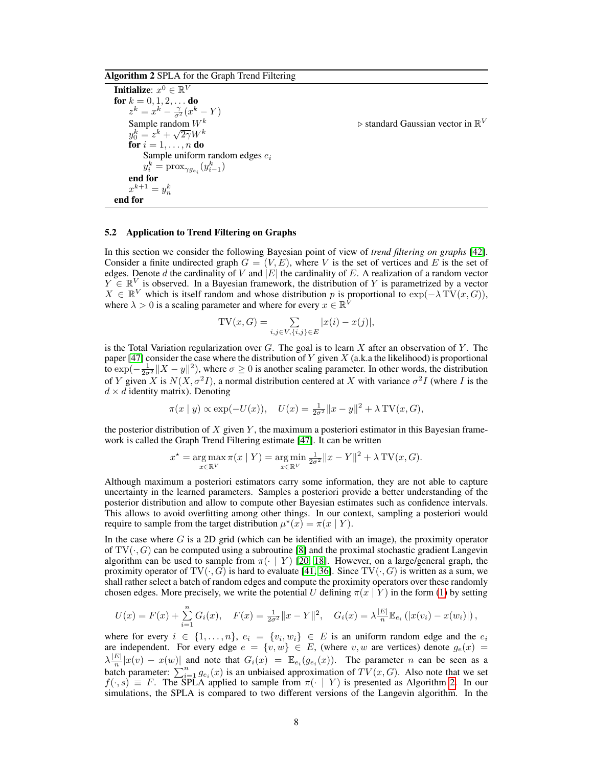**Algorithm 2** SPLA for the Graph Trend Filtering

```
Initialize: x^0 ∈ R^V
for k = 0, 1, 2, ... do
    z^k = x^k − (γ/σ^2)(x^k − Y)
    Sample random W^k                      ▷ standard Gaussian vector in R^V
    y_0^k = z^k + sqrt(2γ) W^k
    for i = 1, ..., n do
        Sample uniform random edges e_i
        y_i^k = prox_{γ g_{e_i}}(y_{i-1}^k)
    end for
    x^{k+1} = y_n^k
end for
```

### 5.2 Application to Trend Filtering on Graphs

In this section we consider the following Bayesian point of view of *trend filtering on graphs* [42]. Consider a finite undirected graph $G = (V, E)$, where $V$ is the set of vertices and $E$ is the set of edges. Denote $d$ the cardinality of $V$ and $|E|$ the cardinality of $E$. A realization of a random vector $Y \in \mathbb{R}^V$ is observed. In a Bayesian framework, the distribution of $Y$ is parametrized by a vector $X \in \mathbb{R}^V$ which is itself random and whose distribution $p$ is proportional to $\exp(-\lambda \operatorname{TV}(x, G))$, where $\lambda > 0$ is a scaling parameter and where for every $x \in \mathbb{R}^V$

$$\operatorname{TV}(x, G) = \sum_{i,j \in V, \{i,j\} \in E} |x(i) - x(j)|,$$

is the Total Variation regularization over $G$. The goal is to learn $X$ after an observation of $Y$. The paper [47] consider the case where the distribution of $Y$ given $X$ (a.k.a the likelihood) is proportional to $\exp(-\frac{1}{2\sigma^2}\|X - y\|^2)$, where $\sigma \geq 0$ is another scaling parameter. In other words, the distribution of $Y$ given $X$ is $N(X, \sigma^2 I)$, a normal distribution centered at $X$ with variance $\sigma^2 I$ (where $I$ is the $d \times d$ identity matrix). Denoting

$$\pi(x \mid y) \propto \exp(-U(x)), \quad U(x) = \tfrac{1}{2\sigma^2}\|x - y\|^2 + \lambda \operatorname{TV}(x, G),$$

the posterior distribution of $X$ given $Y$, the maximum a posteriori estimator in this Bayesian framework is called the Graph Trend Filtering estimate [47]. It can be written

$$x^\star = \underset{x \in \mathbb{R}^V}{\arg\max}\, \pi(x \mid Y) = \underset{x \in \mathbb{R}^V}{\arg\min}\, \tfrac{1}{2\sigma^2}\|x - Y\|^2 + \lambda \operatorname{TV}(x, G).$$

Although maximum a posteriori estimators carry some information, they are not able to capture uncertainty in the learned parameters. Samples a posteriori provide a better understanding of the posterior distribution and allow to compute other Bayesian estimates such as confidence intervals. This allows to avoid overfitting among other things. In our context, sampling a posteriori would require to sample from the target distribution $\mu^\star(x) = \pi(x \mid Y)$.

In the case where $G$ is a 2D grid (which can be identified with an image), the proximity operator of $\operatorname{TV}(\cdot, G)$ can be computed using a subroutine [8] and the proximal stochastic gradient Langevin algorithm can be used to sample from $\pi(\cdot \mid Y)$ [20, 18]. However, on a large/general graph, the proximity operator of $\operatorname{TV}(\cdot, G)$ is hard to evaluate [41, 36]. Since $\operatorname{TV}(\cdot, G)$ is written as a sum, we shall rather select a batch of random edges and compute the proximity operators over these randomly chosen edges. More precisely, we write the potential $U$ defining $\pi(x \mid Y)$ in the form (1) by setting

$$U(x) = F(x) + \sum_{i=1}^{n} G_i(x), \quad F(x) = \tfrac{1}{2\sigma^2}\|x - Y\|^2, \quad G_i(x) = \lambda \tfrac{|E|}{n} \mathbb{E}_{e_i}\left(|x(v_i) - x(w_i)|\right),$$

where for every $i \in \{1, \ldots, n\}$, $e_i = \{v_i, w_i\} \in E$ is an uniform random edge and the $e_i$ are independent. For every edge $e = \{v, w\} \in E$, (where $v, w$ are vertices) denote $g_e(x) = \lambda \frac{|E|}{n}|x(v) - x(w)|$ and note that $G_i(x) = \mathbb{E}_{e_i}(g_{e_i}(x))$. The parameter $n$ can be seen as a batch parameter: $\sum_{i=1}^{n} g_{e_i}(x)$ is an unbiaised approximation of $TV(x, G)$. Also note that we set $f(\cdot, s) \equiv F$. The SPLA applied to sample from $\pi(\cdot \mid Y)$ is presented as Algorithm 2. In our simulations, the SPLA is compared to two different versions of the Langevin algorithm. In the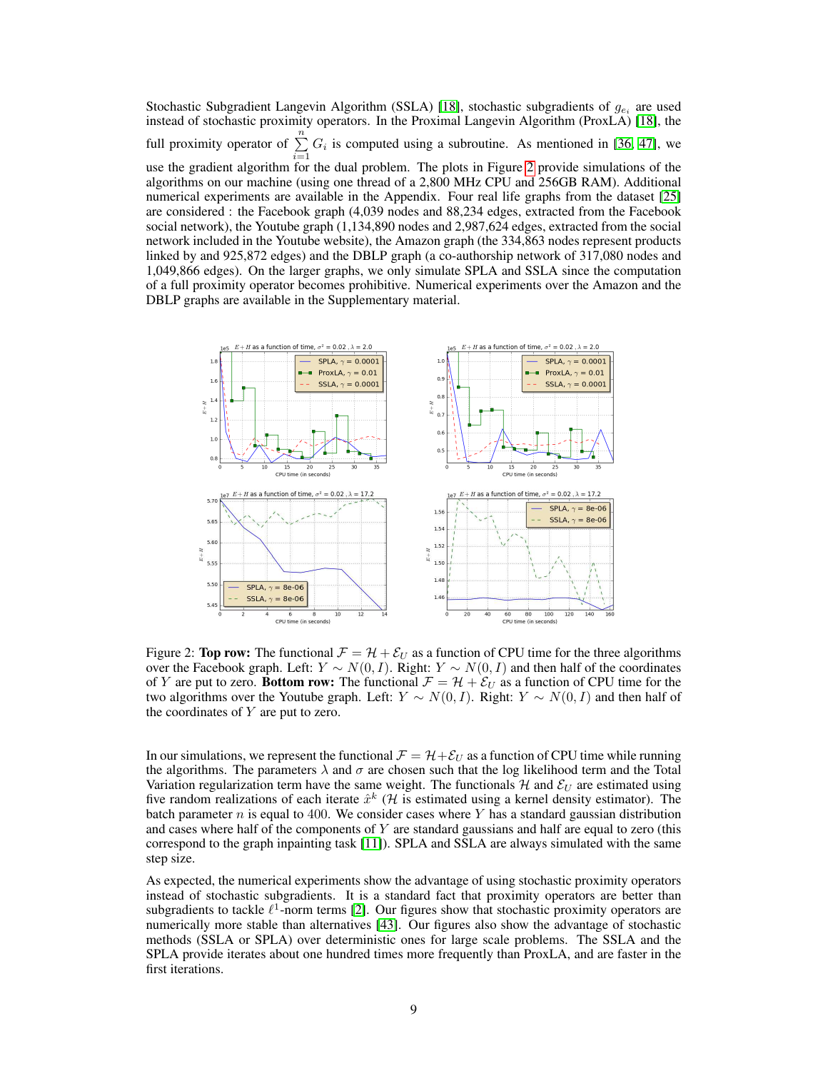Stochastic Subgradient Langevin Algorithm (SSLA) [18], stochastic subgradients of $g_{e_i}$ are used instead of stochastic proximity operators. In the Proximal Langevin Algorithm (ProxLA) [18], the full proximity operator of $\sum_{i=1}^{n} G_i$ is computed using a subroutine. As mentioned in [36, 47], we use the gradient algorithm for the dual problem. The plots in Figure 2 provide simulations of the algorithms on our machine (using one thread of a 2,800 MHz CPU and 256GB RAM). Additional numerical experiments are available in the Appendix. Four real life graphs from the dataset [25] are considered : the Facebook graph (4,039 nodes and 88,234 edges, extracted from the Facebook social network), the Youtube graph (1,134,890 nodes and 2,987,624 edges, extracted from the social network included in the Youtube website), the Amazon graph (the 334,863 nodes represent products linked by and 925,872 edges) and the DBLP graph (a co-authorship network of 317,080 nodes and 1,049,866 edges). On the larger graphs, we only simulate SPLA and SSLA since the computation of a full proximity operator becomes prohibitive. Numerical experiments over the Amazon and the DBLP graphs are available in the Supplementary material.

Figure 2: **Top row:** The functional $\mathcal{F} = \mathcal{H} + \mathcal{E}_U$ as a function of CPU time for the three algorithms over the Facebook graph. Left: $Y \sim N(0, I)$. Right: $Y \sim N(0, I)$ and then half of the coordinates of $Y$ are put to zero. **Bottom row:** The functional $\mathcal{F} = \mathcal{H} + \mathcal{E}_U$ as a function of CPU time for the two algorithms over the Youtube graph. Left: $Y \sim N(0, I)$. Right: $Y \sim N(0, I)$ and then half of the coordinates of $Y$ are put to zero.

In our simulations, we represent the functional $\mathcal{F} = \mathcal{H} + \mathcal{E}_U$ as a function of CPU time while running the algorithms. The parameters $\lambda$ and $\sigma$ are chosen such that the log likelihood term and the Total Variation regularization term have the same weight. The functionals $\mathcal{H}$ and $\mathcal{E}_U$ are estimated using five random realizations of each iterate $\hat{x}^k$ ($\mathcal{H}$ is estimated using a kernel density estimator). The batch parameter $n$ is equal to 400. We consider cases where $Y$ has a standard gaussian distribution and cases where half of the components of $Y$ are standard gaussians and half are equal to zero (this correspond to the graph inpainting task [11]). SPLA and SSLA are always simulated with the same step size.

As expected, the numerical experiments show the advantage of using stochastic proximity operators instead of stochastic subgradients. It is a standard fact that proximity operators are better than subgradients to tackle $\ell^1$-norm terms [2]. Our figures show that stochastic proximity operators are numerically more stable than alternatives [43]. Our figures also show the advantage of stochastic methods (SSLA or SPLA) over deterministic ones for large scale problems. The SSLA and the SPLA provide iterates about one hundred times more frequently than ProxLA, and are faster in the first iterations.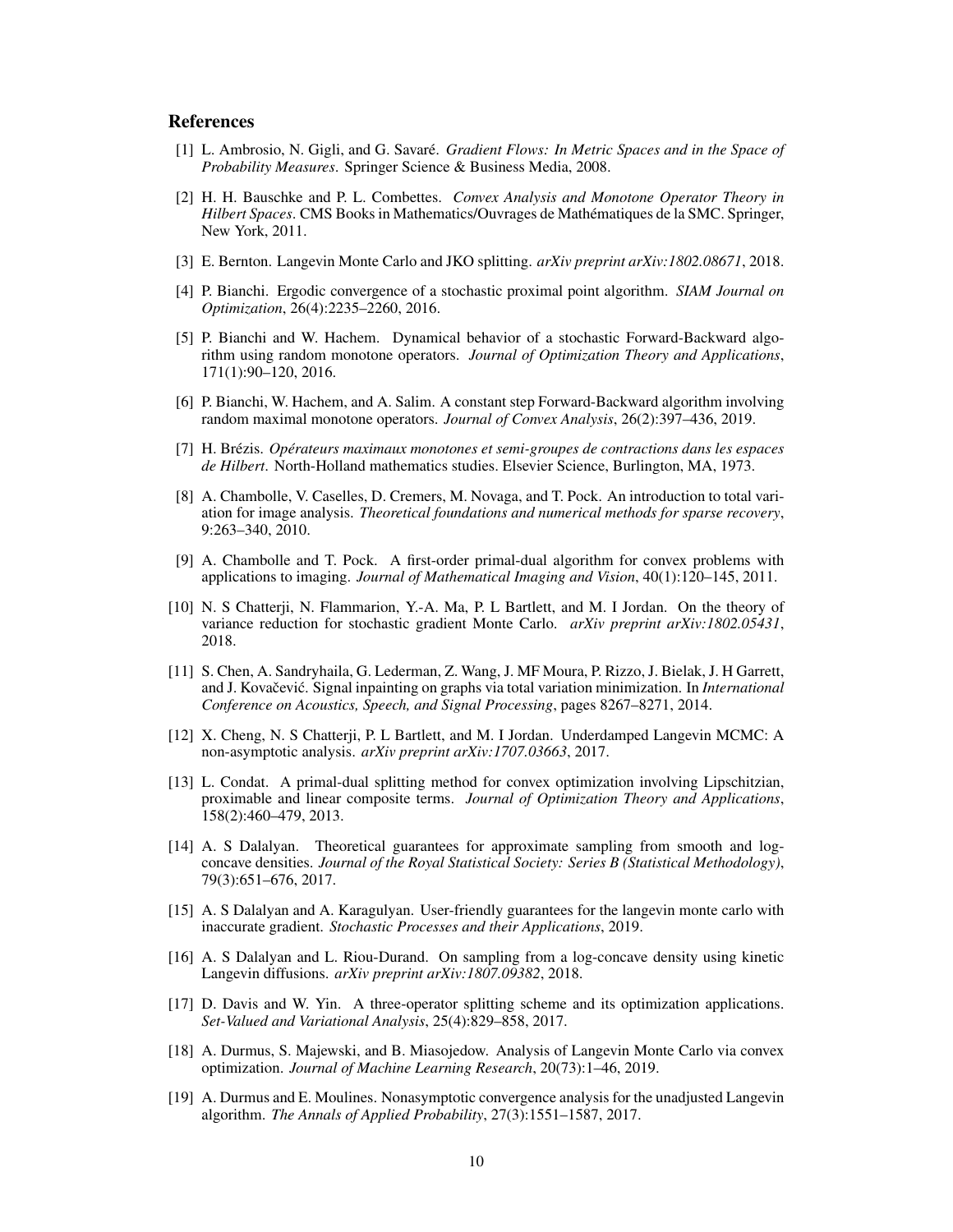## References

[1] L. Ambrosio, N. Gigli, and G. Savaré. *Gradient Flows: In Metric Spaces and in the Space of Probability Measures*. Springer Science & Business Media, 2008.

[2] H. H. Bauschke and P. L. Combettes. *Convex Analysis and Monotone Operator Theory in Hilbert Spaces*. CMS Books in Mathematics/Ouvrages de Mathématiques de la SMC. Springer, New York, 2011.

[3] E. Bernton. Langevin Monte Carlo and JKO splitting. *arXiv preprint arXiv:1802.08671*, 2018.

[4] P. Bianchi. Ergodic convergence of a stochastic proximal point algorithm. *SIAM Journal on Optimization*, 26(4):2235–2260, 2016.

[5] P. Bianchi and W. Hachem. Dynamical behavior of a stochastic Forward-Backward algorithm using random monotone operators. *Journal of Optimization Theory and Applications*, 171(1):90–120, 2016.

[6] P. Bianchi, W. Hachem, and A. Salim. A constant step Forward-Backward algorithm involving random maximal monotone operators. *Journal of Convex Analysis*, 26(2):397–436, 2019.

[7] H. Brézis. *Opérateurs maximaux monotones et semi-groupes de contractions dans les espaces de Hilbert*. North-Holland mathematics studies. Elsevier Science, Burlington, MA, 1973.

[8] A. Chambolle, V. Caselles, D. Cremers, M. Novaga, and T. Pock. An introduction to total variation for image analysis. *Theoretical foundations and numerical methods for sparse recovery*, 9:263–340, 2010.

[9] A. Chambolle and T. Pock. A first-order primal-dual algorithm for convex problems with applications to imaging. *Journal of Mathematical Imaging and Vision*, 40(1):120–145, 2011.

[10] N. S Chatterji, N. Flammarion, Y.-A. Ma, P. L Bartlett, and M. I Jordan. On the theory of variance reduction for stochastic gradient Monte Carlo. *arXiv preprint arXiv:1802.05431*, 2018.

[11] S. Chen, A. Sandryhaila, G. Lederman, Z. Wang, J. MF Moura, P. Rizzo, J. Bielak, J. H Garrett, and J. Kovačević. Signal inpainting on graphs via total variation minimization. In *International Conference on Acoustics, Speech, and Signal Processing*, pages 8267–8271, 2014.

[12] X. Cheng, N. S Chatterji, P. L Bartlett, and M. I Jordan. Underdamped Langevin MCMC: A non-asymptotic analysis. *arXiv preprint arXiv:1707.03663*, 2017.

[13] L. Condat. A primal-dual splitting method for convex optimization involving Lipschitzian, proximable and linear composite terms. *Journal of Optimization Theory and Applications*, 158(2):460–479, 2013.

[14] A. S Dalalyan. Theoretical guarantees for approximate sampling from smooth and log-concave densities. *Journal of the Royal Statistical Society: Series B (Statistical Methodology)*, 79(3):651–676, 2017.

[15] A. S Dalalyan and A. Karagulyan. User-friendly guarantees for the langevin monte carlo with inaccurate gradient. *Stochastic Processes and their Applications*, 2019.

[16] A. S Dalalyan and L. Riou-Durand. On sampling from a log-concave density using kinetic Langevin diffusions. *arXiv preprint arXiv:1807.09382*, 2018.

[17] D. Davis and W. Yin. A three-operator splitting scheme and its optimization applications. *Set-Valued and Variational Analysis*, 25(4):829–858, 2017.

[18] A. Durmus, S. Majewski, and B. Miasojedow. Analysis of Langevin Monte Carlo via convex optimization. *Journal of Machine Learning Research*, 20(73):1–46, 2019.

[19] A. Durmus and E. Moulines. Nonasymptotic convergence analysis for the unadjusted Langevin algorithm. *The Annals of Applied Probability*, 27(3):1551–1587, 2017.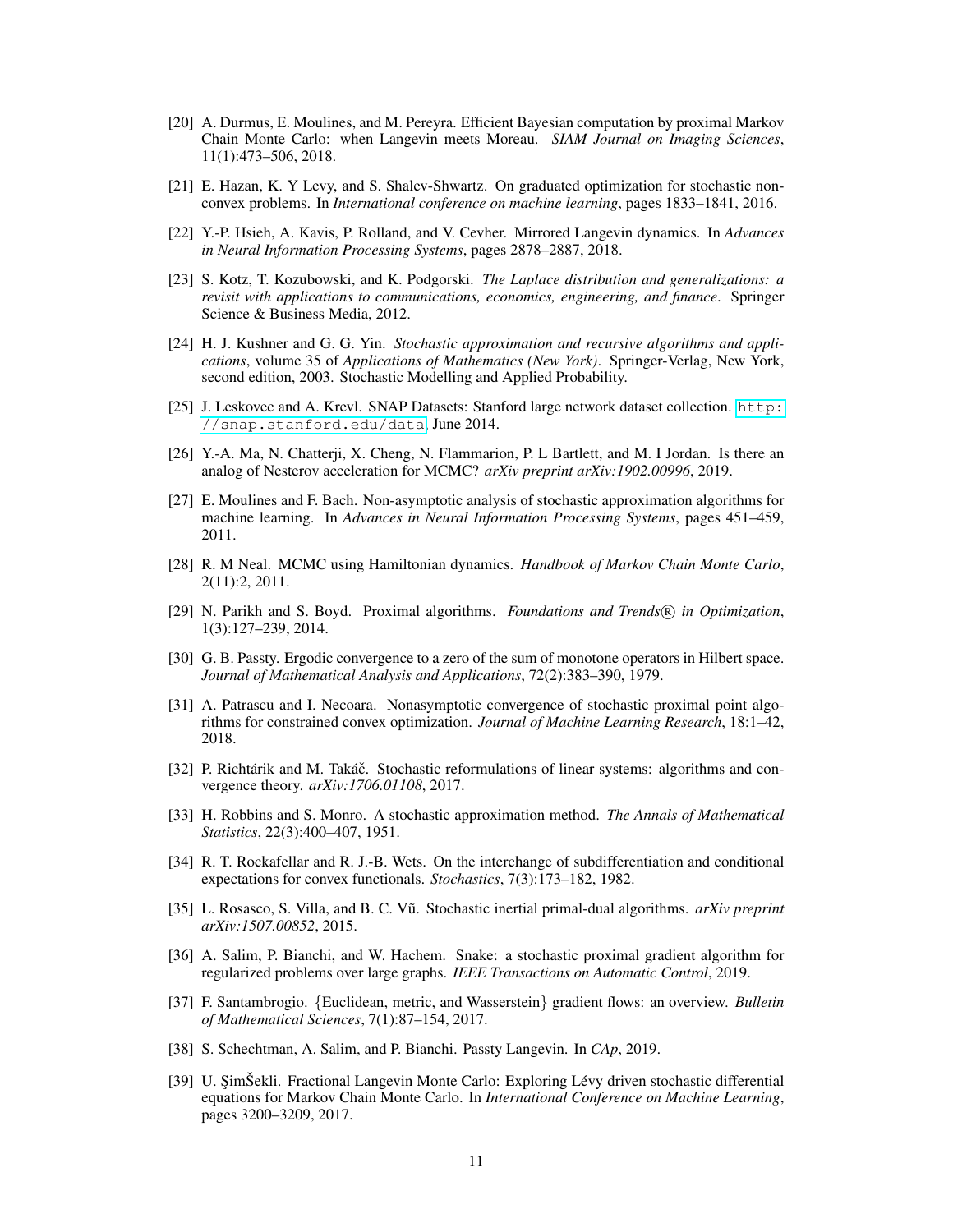[20] A. Durmus, E. Moulines, and M. Pereyra. Efficient Bayesian computation by proximal Markov Chain Monte Carlo: when Langevin meets Moreau. *SIAM Journal on Imaging Sciences*, 11(1):473–506, 2018.

[21] E. Hazan, K. Y Levy, and S. Shalev-Shwartz. On graduated optimization for stochastic nonconvex problems. In *International conference on machine learning*, pages 1833–1841, 2016.

[22] Y.-P. Hsieh, A. Kavis, P. Rolland, and V. Cevher. Mirrored Langevin dynamics. In *Advances in Neural Information Processing Systems*, pages 2878–2887, 2018.

[23] S. Kotz, T. Kozubowski, and K. Podgorski. *The Laplace distribution and generalizations: a revisit with applications to communications, economics, engineering, and finance*. Springer Science & Business Media, 2012.

[24] H. J. Kushner and G. G. Yin. *Stochastic approximation and recursive algorithms and applications*, volume 35 of *Applications of Mathematics (New York)*. Springer-Verlag, New York, second edition, 2003. Stochastic Modelling and Applied Probability.

[25] J. Leskovec and A. Krevl. SNAP Datasets: Stanford large network dataset collection. `http://snap.stanford.edu/data`, June 2014.

[26] Y.-A. Ma, N. Chatterji, X. Cheng, N. Flammarion, P. L Bartlett, and M. I Jordan. Is there an analog of Nesterov acceleration for MCMC? *arXiv preprint arXiv:1902.00996*, 2019.

[27] E. Moulines and F. Bach. Non-asymptotic analysis of stochastic approximation algorithms for machine learning. In *Advances in Neural Information Processing Systems*, pages 451–459, 2011.

[28] R. M Neal. MCMC using Hamiltonian dynamics. *Handbook of Markov Chain Monte Carlo*, 2(11):2, 2011.

[29] N. Parikh and S. Boyd. Proximal algorithms. *Foundations and Trends® in Optimization*, 1(3):127–239, 2014.

[30] G. B. Passty. Ergodic convergence to a zero of the sum of monotone operators in Hilbert space. *Journal of Mathematical Analysis and Applications*, 72(2):383–390, 1979.

[31] A. Patrascu and I. Necoara. Nonasymptotic convergence of stochastic proximal point algorithms for constrained convex optimization. *Journal of Machine Learning Research*, 18:1–42, 2018.

[32] P. Richtárik and M. Takáč. Stochastic reformulations of linear systems: algorithms and convergence theory. *arXiv:1706.01108*, 2017.

[33] H. Robbins and S. Monro. A stochastic approximation method. *The Annals of Mathematical Statistics*, 22(3):400–407, 1951.

[34] R. T. Rockafellar and R. J.-B. Wets. On the interchange of subdifferentiation and conditional expectations for convex functionals. *Stochastics*, 7(3):173–182, 1982.

[35] L. Rosasco, S. Villa, and B. C. Vũ. Stochastic inertial primal-dual algorithms. *arXiv preprint arXiv:1507.00852*, 2015.

[36] A. Salim, P. Bianchi, and W. Hachem. Snake: a stochastic proximal gradient algorithm for regularized problems over large graphs. *IEEE Transactions on Automatic Control*, 2019.

[37] F. Santambrogio. {Euclidean, metric, and Wasserstein} gradient flows: an overview. *Bulletin of Mathematical Sciences*, 7(1):87–154, 2017.

[38] S. Schechtman, A. Salim, and P. Bianchi. Passty Langevin. In *CAp*, 2019.

[39] U. ŞimŠekli. Fractional Langevin Monte Carlo: Exploring Lévy driven stochastic differential equations for Markov Chain Monte Carlo. In *International Conference on Machine Learning*, pages 3200–3209, 2017.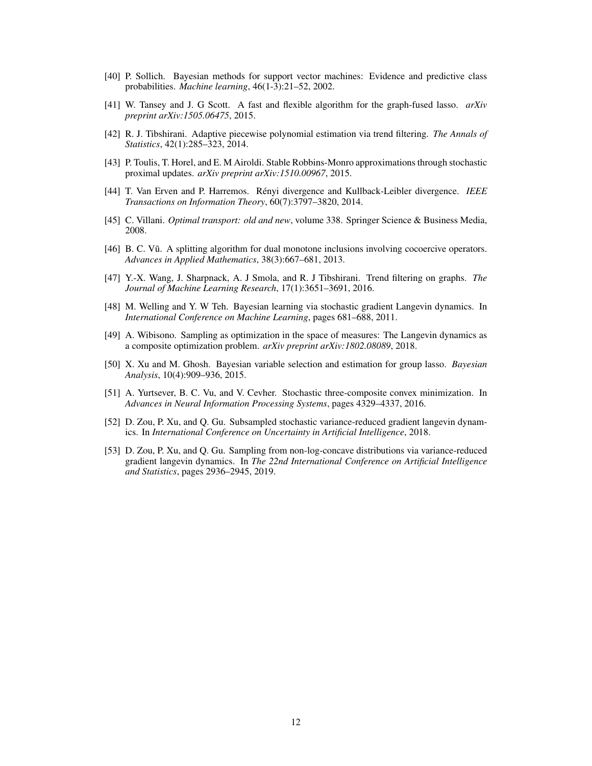[40] P. Sollich. Bayesian methods for support vector machines: Evidence and predictive class probabilities. *Machine learning*, 46(1-3):21–52, 2002.

[41] W. Tansey and J. G Scott. A fast and flexible algorithm for the graph-fused lasso. *arXiv preprint arXiv:1505.06475*, 2015.

[42] R. J. Tibshirani. Adaptive piecewise polynomial estimation via trend filtering. *The Annals of Statistics*, 42(1):285–323, 2014.

[43] P. Toulis, T. Horel, and E. M Airoldi. Stable Robbins-Monro approximations through stochastic proximal updates. *arXiv preprint arXiv:1510.00967*, 2015.

[44] T. Van Erven and P. Harremos. Rényi divergence and Kullback-Leibler divergence. *IEEE Transactions on Information Theory*, 60(7):3797–3820, 2014.

[45] C. Villani. *Optimal transport: old and new*, volume 338. Springer Science & Business Media, 2008.

[46] B. C. Vũ. A splitting algorithm for dual monotone inclusions involving cocoercive operators. *Advances in Applied Mathematics*, 38(3):667–681, 2013.

[47] Y.-X. Wang, J. Sharpnack, A. J Smola, and R. J Tibshirani. Trend filtering on graphs. *The Journal of Machine Learning Research*, 17(1):3651–3691, 2016.

[48] M. Welling and Y. W Teh. Bayesian learning via stochastic gradient Langevin dynamics. In *International Conference on Machine Learning*, pages 681–688, 2011.

[49] A. Wibisono. Sampling as optimization in the space of measures: The Langevin dynamics as a composite optimization problem. *arXiv preprint arXiv:1802.08089*, 2018.

[50] X. Xu and M. Ghosh. Bayesian variable selection and estimation for group lasso. *Bayesian Analysis*, 10(4):909–936, 2015.

[51] A. Yurtsever, B. C. Vu, and V. Cevher. Stochastic three-composite convex minimization. In *Advances in Neural Information Processing Systems*, pages 4329–4337, 2016.

[52] D. Zou, P. Xu, and Q. Gu. Subsampled stochastic variance-reduced gradient langevin dynamics. In *International Conference on Uncertainty in Artificial Intelligence*, 2018.

[53] D. Zou, P. Xu, and Q. Gu. Sampling from non-log-concave distributions via variance-reduced gradient langevin dynamics. In *The 22nd International Conference on Artificial Intelligence and Statistics*, pages 2936–2945, 2019.